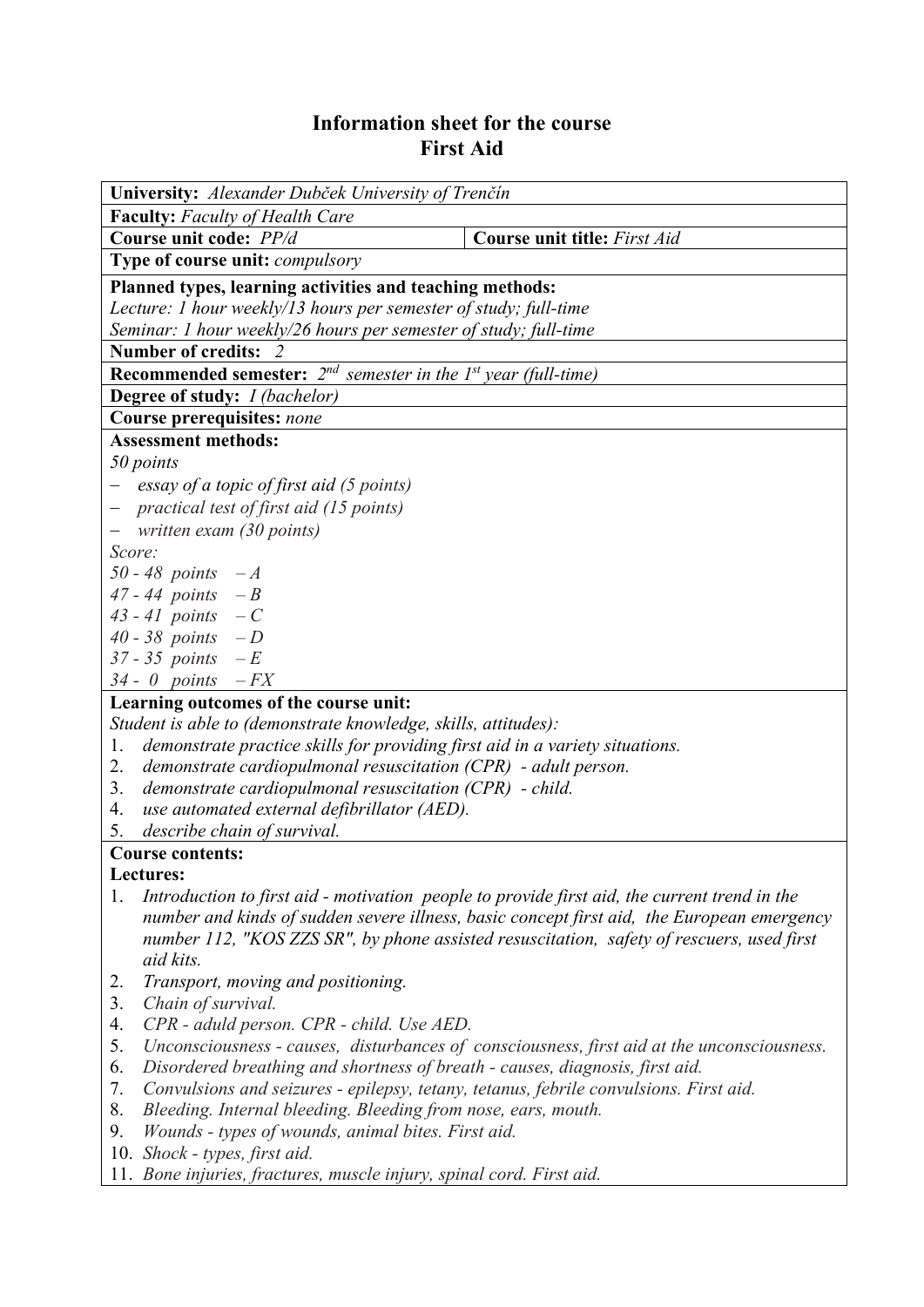# Information sheet for the course
# First Aid

**University:** *Alexander Dubček University of Trenčín*

**Faculty:** *Faculty of Health Care*

**Course unit code:** *PP/d* | **Course unit title:** *First Aid*

**Type of course unit:** *compulsory*

**Planned types, learning activities and teaching methods:**
*Lecture: 1 hour weekly/13 hours per semester of study; full-time*
*Seminar: 1 hour weekly/26 hours per semester of study; full-time*

**Number of credits:** *2*

**Recommended semester:** *2nd semester in the 1st year (full-time)*

**Degree of study:** *I (bachelor)*

**Course prerequisites:** *none*

**Assessment methods:**
*50 points*
- *essay of a topic of first aid (5 points)*
- *practical test of first aid (15 points)*
- *written exam (30 points)*

*Score:*
*50 - 48 points – A*
*47 - 44 points – B*
*43 - 41 points – C*
*40 - 38 points – D*
*37 - 35 points – E*
*34 - 0 points – FX*

**Learning outcomes of the course unit:**
*Student is able to (demonstrate knowledge, skills, attitudes):*
1. *demonstrate practice skills for providing first aid in a variety situations.*
2. *demonstrate cardiopulmonal resuscitation (CPR) - adult person.*
3. *demonstrate cardiopulmonal resuscitation (CPR) - child.*
4. *use automated external defibrillator (AED).*
5. *describe chain of survival.*

**Course contents:**

**Lectures:**
1. *Introduction to first aid - motivation people to provide first aid, the current trend in the number and kinds of sudden severe illness, basic concept first aid, the European emergency number 112, "KOS ZZS SR", by phone assisted resuscitation, safety of rescuers, used first aid kits.*
2. *Transport, moving and positioning.*
3. *Chain of survival.*
4. *CPR - aduld person. CPR - child. Use AED.*
5. *Unconsciousness - causes, disturbances of consciousness, first aid at the unconsciousness.*
6. *Disordered breathing and shortness of breath - causes, diagnosis, first aid.*
7. *Convulsions and seizures - epilepsy, tetany, tetanus, febrile convulsions. First aid.*
8. *Bleeding. Internal bleeding. Bleeding from nose, ears, mouth.*
9. *Wounds - types of wounds, animal bites. First aid.*
10. *Shock - types, first aid.*
11. *Bone injuries, fractures, muscle injury, spinal cord. First aid.*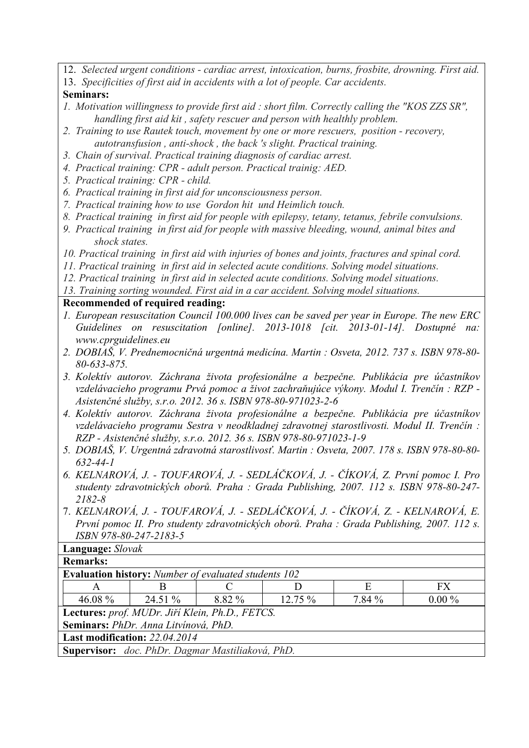12. *Selected urgent conditions - cardiac arrest, intoxication, burns, frosbite, drowning. First aid.*
13. *Specificities of first aid in accidents with a lot of people. Car accidents.*

**Seminars:**

1. *Motivation willingness to provide first aid : short film. Correctly calling the "KOS ZZS SR", handling first aid kit , safety rescuer and person with healthly problem.*
2. *Training to use Rautek touch, movement by one or more rescuers, position - recovery, autotransfusion , anti-shock , the back 's slight. Practical training.*
3. *Chain of survival. Practical training diagnosis of cardiac arrest.*
4. *Practical training: CPR - adult person. Practical trainig: AED.*
5. *Practical training: CPR - child.*
6. *Practical training in first aid for unconsciousness person.*
7. *Practical training how to use Gordon hit und Heimlich touch.*
8. *Practical training in first aid for people with epilepsy, tetany, tetanus, febrile convulsions.*
9. *Practical training in first aid for people with massive bleeding, wound, animal bites and shock states.*
10. *Practical training in first aid with injuries of bones and joints, fractures and spinal cord.*
11. *Practical training in first aid in selected acute conditions. Solving model situations.*
12. *Practical training in first aid in selected acute conditions. Solving model situations.*
13. *Training sorting wounded. First aid in a car accident. Solving model situations.*

**Recommended of required reading:**

1. *European resuscitation Council 100.000 lives can be saved per year in Europe. The new ERC Guidelines on resuscitation [online]. 2013-1018 [cit. 2013-01-14]. Dostupné na: www.cprguidelines.eu*
2. *DOBIAŠ, V. Prednemocničná urgentná medicína. Martin : Osveta, 2012. 737 s. ISBN 978-80-80-633-875.*
3. *Kolektív autorov. Záchrana života profesionálne a bezpečne. Publikácia pre účastníkov vzdelávacieho programu Prvá pomoc a život zachraňujúce výkony. Modul I. Trenčín : RZP - Asistenčné služby, s.r.o. 2012. 36 s. ISBN 978-80-971023-2-6*
4. *Kolektív autorov. Záchrana života profesionálne a bezpečne. Publikácia pre účastníkov vzdelávacieho programu Sestra v neodkladnej zdravotnej starostlivosti. Modul II. Trenčín : RZP - Asistenčné služby, s.r.o. 2012. 36 s. ISBN 978-80-971023-1-9*
5. *DOBIAŠ, V. Urgentná zdravotná starostlivosť. Martin : Osveta, 2007. 178 s. ISBN 978-80-80-632-44-1*
6. *KELNAROVÁ, J. - TOUFAROVÁ, J. - SEDLÁČKOVÁ, J. - ČÍKOVÁ, Z. První pomoc I. Pro studenty zdravotnických oborů. Praha : Grada Publishing, 2007. 112 s. ISBN 978-80-247-2182-8*
7. *KELNAROVÁ, J. - TOUFAROVÁ, J. - SEDLÁČKOVÁ, J. - ČÍKOVÁ, Z. - KELNAROVÁ, E. První pomoc II. Pro studenty zdravotnických oborů. Praha : Grada Publishing, 2007. 112 s. ISBN 978-80-247-2183-5*

**Language:** *Slovak*

**Remarks:**

**Evaluation history:** *Number of evaluated students 102*

| A | B | C | D | E | FX |
|---|---|---|---|---|---|
| 46.08 % | 24.51 % | 8.82 % | 12.75 % | 7.84 % | 0.00 % |

**Lectures:** *prof. MUDr. Jiří Klein, Ph.D., FETCS.*

**Seminars:** *PhDr. Anna Litvínová, PhD.*

**Last modification:** *22.04.2014*

**Supervisor:** *doc. PhDr. Dagmar Mastiliaková, PhD.*